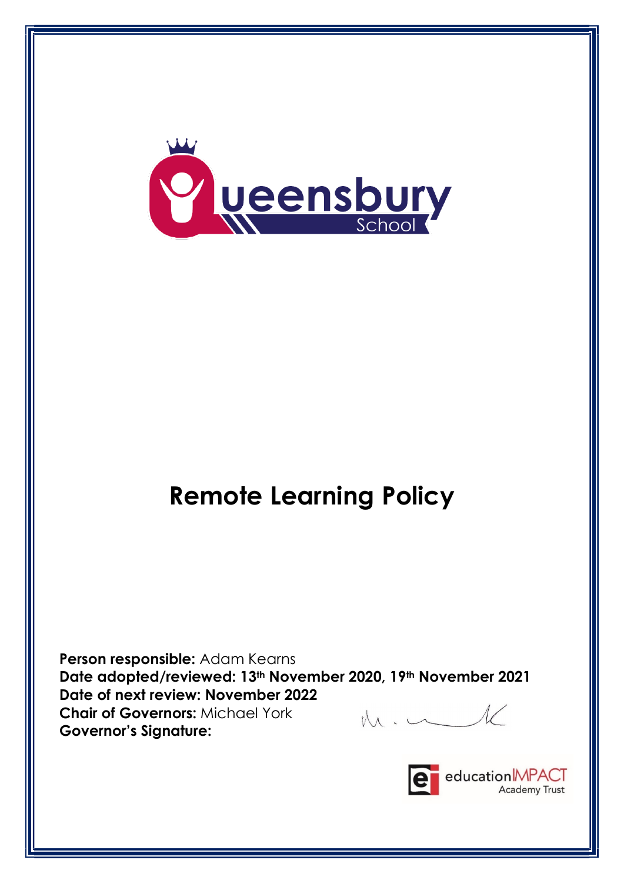# Remote Learning Policy

**Person responsible:** Adam Kearns
**Date adopted/reviewed: 13th November 2020, 19th November 2021**
**Date of next review: November 2022**
**Chair of Governors:** Michael York
**Governor's Signature:**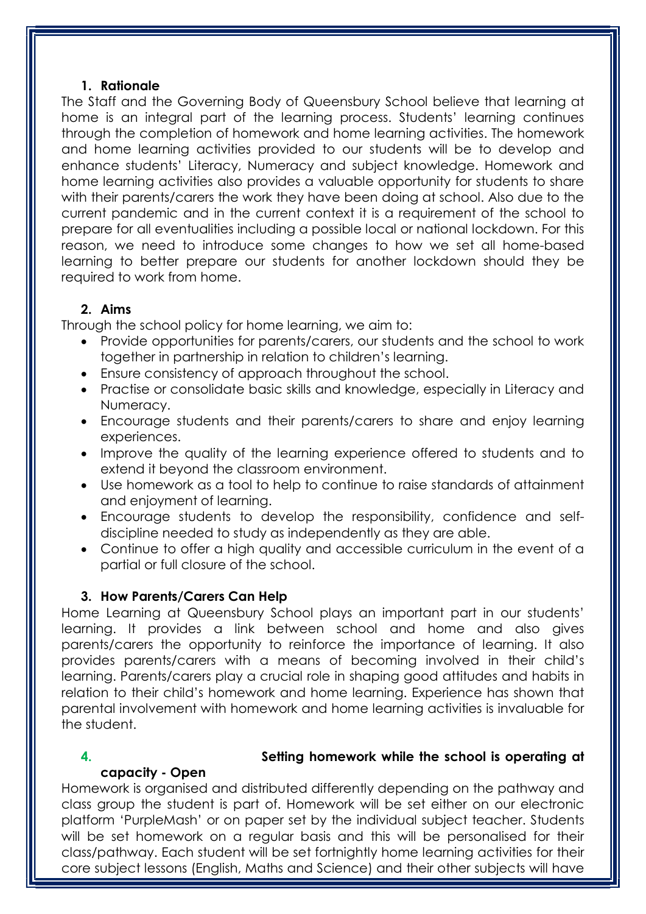## 1. Rationale

The Staff and the Governing Body of Queensbury School believe that learning at home is an integral part of the learning process. Students' learning continues through the completion of homework and home learning activities. The homework and home learning activities provided to our students will be to develop and enhance students' Literacy, Numeracy and subject knowledge. Homework and home learning activities also provides a valuable opportunity for students to share with their parents/carers the work they have been doing at school. Also due to the current pandemic and in the current context it is a requirement of the school to prepare for all eventualities including a possible local or national lockdown. For this reason, we need to introduce some changes to how we set all home-based learning to better prepare our students for another lockdown should they be required to work from home.

## 2. Aims

Through the school policy for home learning, we aim to:

- Provide opportunities for parents/carers, our students and the school to work together in partnership in relation to children's learning.
- Ensure consistency of approach throughout the school.
- Practise or consolidate basic skills and knowledge, especially in Literacy and Numeracy.
- Encourage students and their parents/carers to share and enjoy learning experiences.
- Improve the quality of the learning experience offered to students and to extend it beyond the classroom environment.
- Use homework as a tool to help to continue to raise standards of attainment and enjoyment of learning.
- Encourage students to develop the responsibility, confidence and self-discipline needed to study as independently as they are able.
- Continue to offer a high quality and accessible curriculum in the event of a partial or full closure of the school.

## 3. How Parents/Carers Can Help

Home Learning at Queensbury School plays an important part in our students' learning. It provides a link between school and home and also gives parents/carers the opportunity to reinforce the importance of learning. It also provides parents/carers with a means of becoming involved in their child's learning. Parents/carers play a crucial role in shaping good attitudes and habits in relation to their child's homework and home learning. Experience has shown that parental involvement with homework and home learning activities is invaluable for the student.

## 4. Setting homework while the school is operating at capacity - Open

Homework is organised and distributed differently depending on the pathway and class group the student is part of. Homework will be set either on our electronic platform 'PurpleMash' or on paper set by the individual subject teacher. Students will be set homework on a regular basis and this will be personalised for their class/pathway. Each student will be set fortnightly home learning activities for their core subject lessons (English, Maths and Science) and their other subjects will have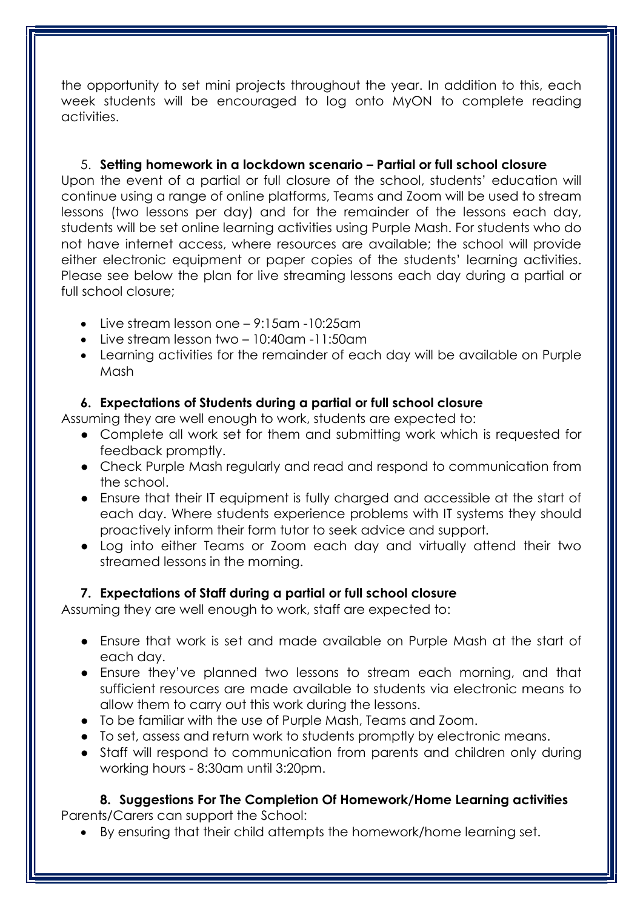the opportunity to set mini projects throughout the year. In addition to this, each week students will be encouraged to log onto MyON to complete reading activities.

## 5. Setting homework in a lockdown scenario – Partial or full school closure

Upon the event of a partial or full closure of the school, students' education will continue using a range of online platforms, Teams and Zoom will be used to stream lessons (two lessons per day) and for the remainder of the lessons each day, students will be set online learning activities using Purple Mash. For students who do not have internet access, where resources are available; the school will provide either electronic equipment or paper copies of the students' learning activities. Please see below the plan for live streaming lessons each day during a partial or full school closure;

- Live stream lesson one – 9:15am -10:25am
- Live stream lesson two – 10:40am -11:50am
- Learning activities for the remainder of each day will be available on Purple Mash

## 6. Expectations of Students during a partial or full school closure

Assuming they are well enough to work, students are expected to:

- Complete all work set for them and submitting work which is requested for feedback promptly.
- Check Purple Mash regularly and read and respond to communication from the school.
- Ensure that their IT equipment is fully charged and accessible at the start of each day. Where students experience problems with IT systems they should proactively inform their form tutor to seek advice and support.
- Log into either Teams or Zoom each day and virtually attend their two streamed lessons in the morning.

## 7. Expectations of Staff during a partial or full school closure

Assuming they are well enough to work, staff are expected to:

- Ensure that work is set and made available on Purple Mash at the start of each day.
- Ensure they've planned two lessons to stream each morning, and that sufficient resources are made available to students via electronic means to allow them to carry out this work during the lessons.
- To be familiar with the use of Purple Mash, Teams and Zoom.
- To set, assess and return work to students promptly by electronic means.
- Staff will respond to communication from parents and children only during working hours - 8:30am until 3:20pm.

## 8. Suggestions For The Completion Of Homework/Home Learning activities

Parents/Carers can support the School:

- By ensuring that their child attempts the homework/home learning set.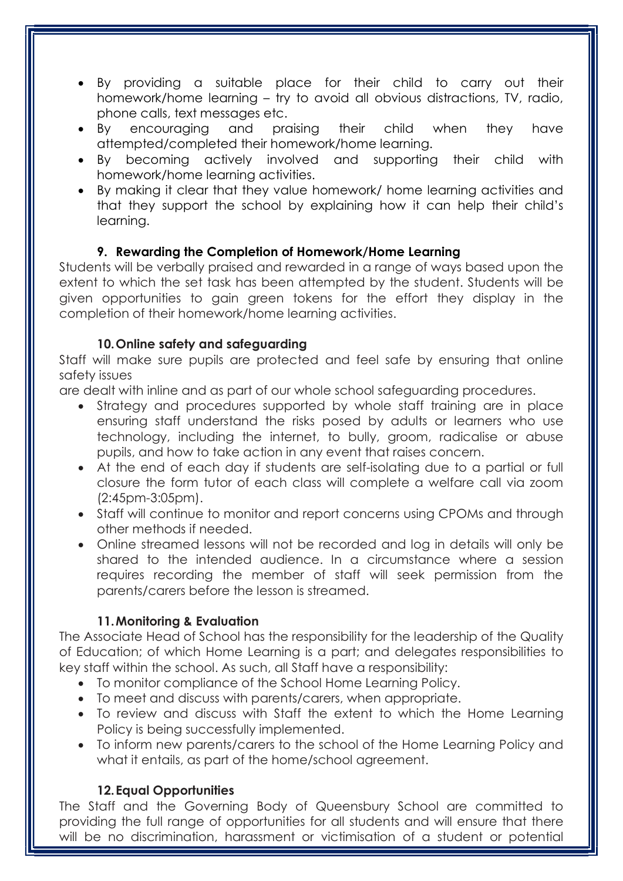- By providing a suitable place for their child to carry out their homework/home learning – try to avoid all obvious distractions, TV, radio, phone calls, text messages etc.
- By encouraging and praising their child when they have attempted/completed their homework/home learning.
- By becoming actively involved and supporting their child with homework/home learning activities.
- By making it clear that they value homework/ home learning activities and that they support the school by explaining how it can help their child's learning.

### 9. Rewarding the Completion of Homework/Home Learning

Students will be verbally praised and rewarded in a range of ways based upon the extent to which the set task has been attempted by the student. Students will be given opportunities to gain green tokens for the effort they display in the completion of their homework/home learning activities.

### 10. Online safety and safeguarding

Staff will make sure pupils are protected and feel safe by ensuring that online safety issues
are dealt with inline and as part of our whole school safeguarding procedures.

- Strategy and procedures supported by whole staff training are in place ensuring staff understand the risks posed by adults or learners who use technology, including the internet, to bully, groom, radicalise or abuse pupils, and how to take action in any event that raises concern.
- At the end of each day if students are self-isolating due to a partial or full closure the form tutor of each class will complete a welfare call via zoom (2:45pm-3:05pm).
- Staff will continue to monitor and report concerns using CPOMs and through other methods if needed.
- Online streamed lessons will not be recorded and log in details will only be shared to the intended audience. In a circumstance where a session requires recording the member of staff will seek permission from the parents/carers before the lesson is streamed.

### 11. Monitoring & Evaluation

The Associate Head of School has the responsibility for the leadership of the Quality of Education; of which Home Learning is a part; and delegates responsibilities to key staff within the school. As such, all Staff have a responsibility:

- To monitor compliance of the School Home Learning Policy.
- To meet and discuss with parents/carers, when appropriate.
- To review and discuss with Staff the extent to which the Home Learning Policy is being successfully implemented.
- To inform new parents/carers to the school of the Home Learning Policy and what it entails, as part of the home/school agreement.

### 12. Equal Opportunities

The Staff and the Governing Body of Queensbury School are committed to providing the full range of opportunities for all students and will ensure that there will be no discrimination, harassment or victimisation of a student or potential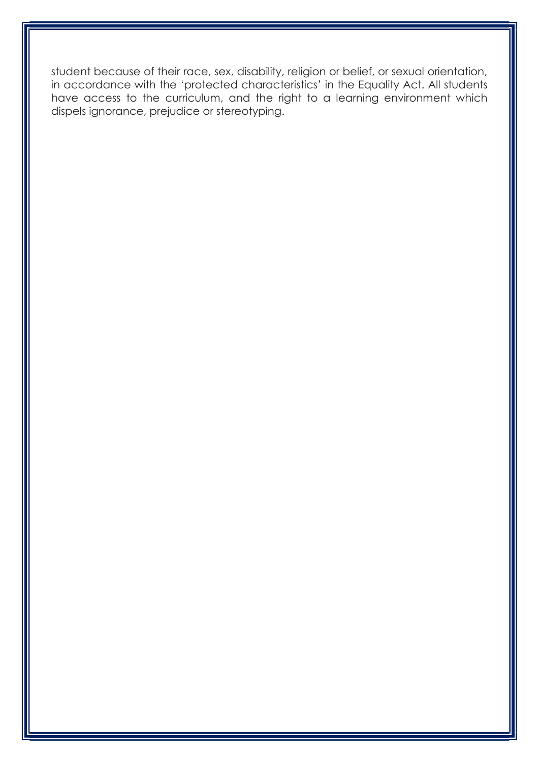student because of their race, sex, disability, religion or belief, or sexual orientation, in accordance with the 'protected characteristics' in the Equality Act. All students have access to the curriculum, and the right to a learning environment which dispels ignorance, prejudice or stereotyping.